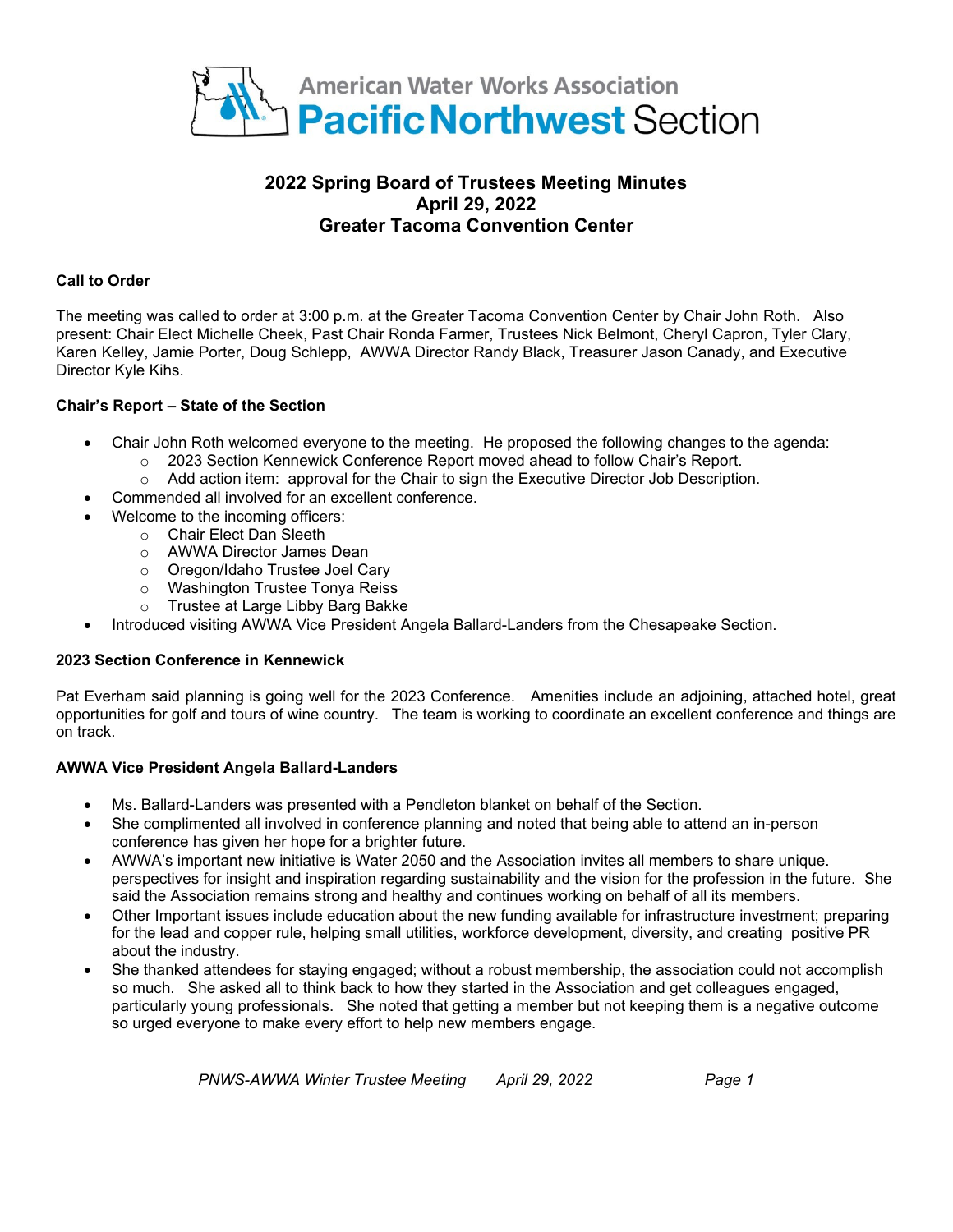American Water Works Association
Pacific Northwest Section

# 2022 Spring Board of Trustees Meeting Minutes
## April 29, 2022
## Greater Tacoma Convention Center

**Call to Order**

The meeting was called to order at 3:00 p.m. at the Greater Tacoma Convention Center by Chair John Roth. Also present: Chair Elect Michelle Cheek, Past Chair Ronda Farmer, Trustees Nick Belmont, Cheryl Capron, Tyler Clary, Karen Kelley, Jamie Porter, Doug Schlepp, AWWA Director Randy Black, Treasurer Jason Canady, and Executive Director Kyle Kihs.

**Chair's Report – State of the Section**

- Chair John Roth welcomed everyone to the meeting. He proposed the following changes to the agenda:
  - 2023 Section Kennewick Conference Report moved ahead to follow Chair's Report.
  - Add action item: approval for the Chair to sign the Executive Director Job Description.
- Commended all involved for an excellent conference.
- Welcome to the incoming officers:
  - Chair Elect Dan Sleeth
  - AWWA Director James Dean
  - Oregon/Idaho Trustee Joel Cary
  - Washington Trustee Tonya Reiss
  - Trustee at Large Libby Barg Bakke
- Introduced visiting AWWA Vice President Angela Ballard-Landers from the Chesapeake Section.

**2023 Section Conference in Kennewick**

Pat Everham said planning is going well for the 2023 Conference. Amenities include an adjoining, attached hotel, great opportunities for golf and tours of wine country. The team is working to coordinate an excellent conference and things are on track.

**AWWA Vice President Angela Ballard-Landers**

- Ms. Ballard-Landers was presented with a Pendleton blanket on behalf of the Section.
- She complimented all involved in conference planning and noted that being able to attend an in-person conference has given her hope for a brighter future.
- AWWA's important new initiative is Water 2050 and the Association invites all members to share unique. perspectives for insight and inspiration regarding sustainability and the vision for the profession in the future. She said the Association remains strong and healthy and continues working on behalf of all its members.
- Other Important issues include education about the new funding available for infrastructure investment; preparing for the lead and copper rule, helping small utilities, workforce development, diversity, and creating positive PR about the industry.
- She thanked attendees for staying engaged; without a robust membership, the association could not accomplish so much. She asked all to think back to how they started in the Association and get colleagues engaged, particularly young professionals. She noted that getting a member but not keeping them is a negative outcome so urged everyone to make every effort to help new members engage.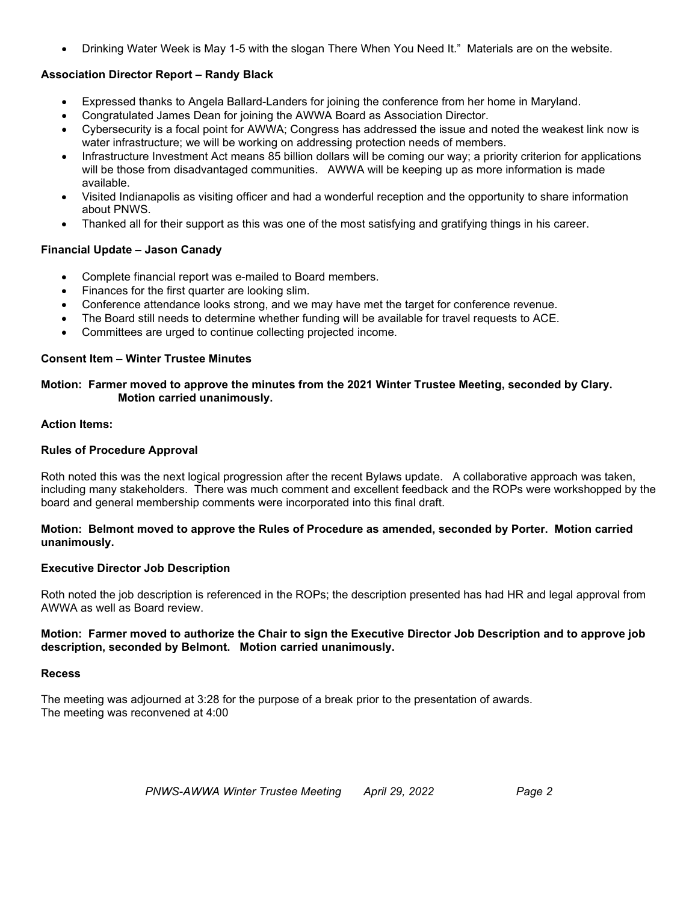- Drinking Water Week is May 1-5 with the slogan There When You Need It." Materials are on the website.

**Association Director Report – Randy Black**

- Expressed thanks to Angela Ballard-Landers for joining the conference from her home in Maryland.
- Congratulated James Dean for joining the AWWA Board as Association Director.
- Cybersecurity is a focal point for AWWA; Congress has addressed the issue and noted the weakest link now is water infrastructure; we will be working on addressing protection needs of members.
- Infrastructure Investment Act means 85 billion dollars will be coming our way; a priority criterion for applications will be those from disadvantaged communities. AWWA will be keeping up as more information is made available.
- Visited Indianapolis as visiting officer and had a wonderful reception and the opportunity to share information about PNWS.
- Thanked all for their support as this was one of the most satisfying and gratifying things in his career.

**Financial Update – Jason Canady**

- Complete financial report was e-mailed to Board members.
- Finances for the first quarter are looking slim.
- Conference attendance looks strong, and we may have met the target for conference revenue.
- The Board still needs to determine whether funding will be available for travel requests to ACE.
- Committees are urged to continue collecting projected income.

**Consent Item – Winter Trustee Minutes**

**Motion: Farmer moved to approve the minutes from the 2021 Winter Trustee Meeting, seconded by Clary. Motion carried unanimously.**

**Action Items:**

**Rules of Procedure Approval**

Roth noted this was the next logical progression after the recent Bylaws update. A collaborative approach was taken, including many stakeholders. There was much comment and excellent feedback and the ROPs were workshopped by the board and general membership comments were incorporated into this final draft.

**Motion: Belmont moved to approve the Rules of Procedure as amended, seconded by Porter. Motion carried unanimously.**

**Executive Director Job Description**

Roth noted the job description is referenced in the ROPs; the description presented has had HR and legal approval from AWWA as well as Board review.

**Motion: Farmer moved to authorize the Chair to sign the Executive Director Job Description and to approve job description, seconded by Belmont. Motion carried unanimously.**

**Recess**

The meeting was adjourned at 3:28 for the purpose of a break prior to the presentation of awards.
The meeting was reconvened at 4:00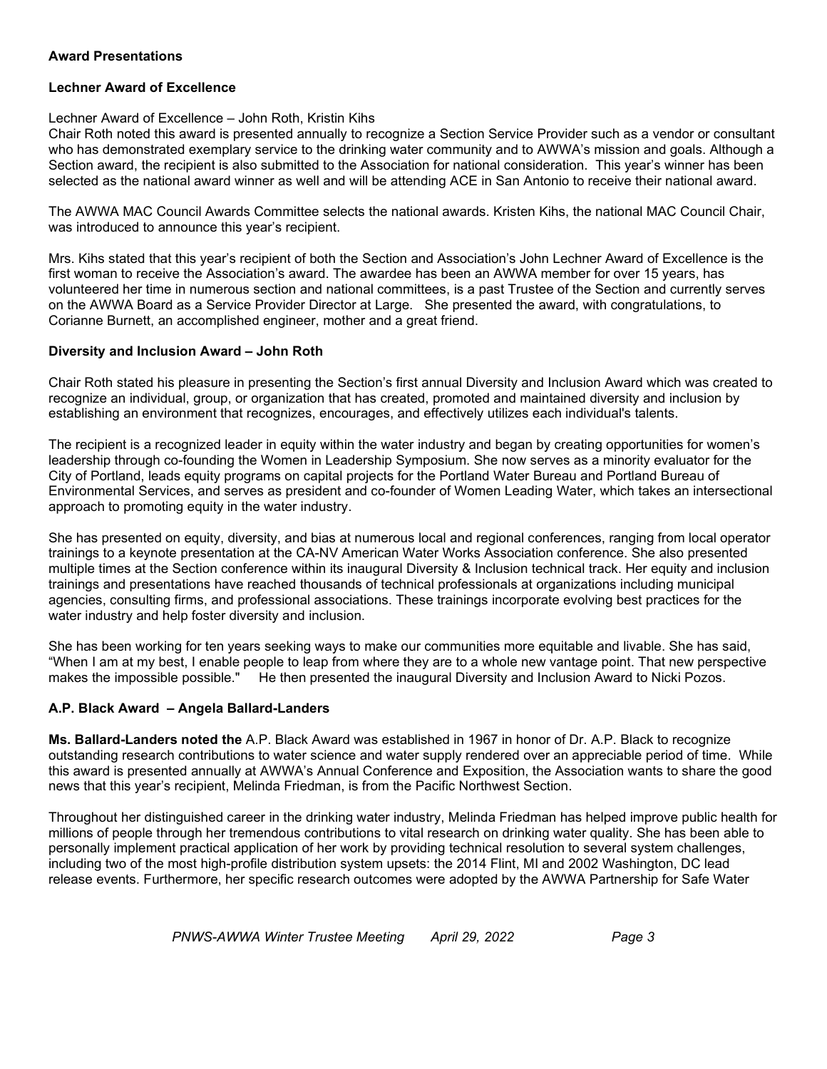**Award Presentations**

**Lechner Award of Excellence**

Lechner Award of Excellence – John Roth, Kristin Kihs

Chair Roth noted this award is presented annually to recognize a Section Service Provider such as a vendor or consultant who has demonstrated exemplary service to the drinking water community and to AWWA's mission and goals. Although a Section award, the recipient is also submitted to the Association for national consideration. This year's winner has been selected as the national award winner as well and will be attending ACE in San Antonio to receive their national award.

The AWWA MAC Council Awards Committee selects the national awards. Kristen Kihs, the national MAC Council Chair, was introduced to announce this year's recipient.

Mrs. Kihs stated that this year's recipient of both the Section and Association's John Lechner Award of Excellence is the first woman to receive the Association's award. The awardee has been an AWWA member for over 15 years, has volunteered her time in numerous section and national committees, is a past Trustee of the Section and currently serves on the AWWA Board as a Service Provider Director at Large. She presented the award, with congratulations, to Corianne Burnett, an accomplished engineer, mother and a great friend.

**Diversity and Inclusion Award – John Roth**

Chair Roth stated his pleasure in presenting the Section's first annual Diversity and Inclusion Award which was created to recognize an individual, group, or organization that has created, promoted and maintained diversity and inclusion by establishing an environment that recognizes, encourages, and effectively utilizes each individual's talents.

The recipient is a recognized leader in equity within the water industry and began by creating opportunities for women's leadership through co-founding the Women in Leadership Symposium. She now serves as a minority evaluator for the City of Portland, leads equity programs on capital projects for the Portland Water Bureau and Portland Bureau of Environmental Services, and serves as president and co-founder of Women Leading Water, which takes an intersectional approach to promoting equity in the water industry.

She has presented on equity, diversity, and bias at numerous local and regional conferences, ranging from local operator trainings to a keynote presentation at the CA-NV American Water Works Association conference. She also presented multiple times at the Section conference within its inaugural Diversity & Inclusion technical track. Her equity and inclusion trainings and presentations have reached thousands of technical professionals at organizations including municipal agencies, consulting firms, and professional associations. These trainings incorporate evolving best practices for the water industry and help foster diversity and inclusion.

She has been working for ten years seeking ways to make our communities more equitable and livable. She has said, "When I am at my best, I enable people to leap from where they are to a whole new vantage point. That new perspective makes the impossible possible." He then presented the inaugural Diversity and Inclusion Award to Nicki Pozos.

**A.P. Black Award – Angela Ballard-Landers**

**Ms. Ballard-Landers noted the** A.P. Black Award was established in 1967 in honor of Dr. A.P. Black to recognize outstanding research contributions to water science and water supply rendered over an appreciable period of time. While this award is presented annually at AWWA's Annual Conference and Exposition, the Association wants to share the good news that this year's recipient, Melinda Friedman, is from the Pacific Northwest Section.

Throughout her distinguished career in the drinking water industry, Melinda Friedman has helped improve public health for millions of people through her tremendous contributions to vital research on drinking water quality. She has been able to personally implement practical application of her work by providing technical resolution to several system challenges, including two of the most high-profile distribution system upsets: the 2014 Flint, MI and 2002 Washington, DC lead release events. Furthermore, her specific research outcomes were adopted by the AWWA Partnership for Safe Water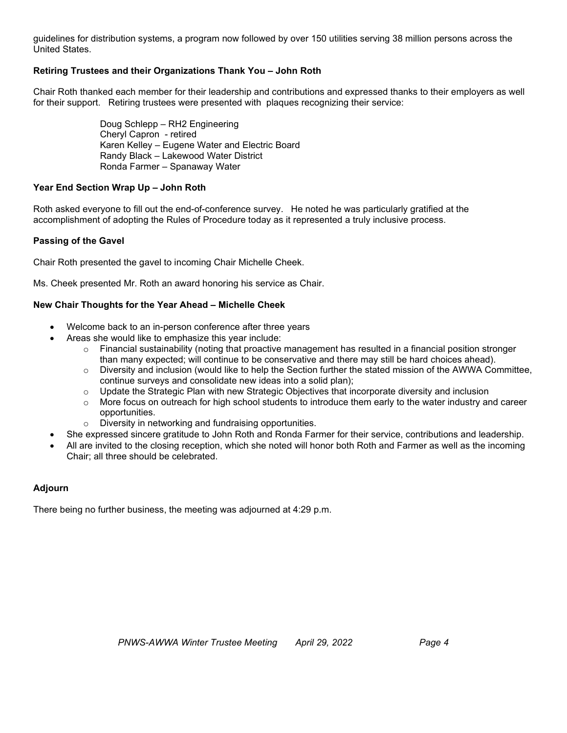guidelines for distribution systems, a program now followed by over 150 utilities serving 38 million persons across the United States.

**Retiring Trustees and their Organizations Thank You – John Roth**

Chair Roth thanked each member for their leadership and contributions and expressed thanks to their employers as well for their support. Retiring trustees were presented with plaques recognizing their service:

Doug Schlepp – RH2 Engineering
Cheryl Capron - retired
Karen Kelley – Eugene Water and Electric Board
Randy Black – Lakewood Water District
Ronda Farmer – Spanaway Water

**Year End Section Wrap Up – John Roth**

Roth asked everyone to fill out the end-of-conference survey. He noted he was particularly gratified at the accomplishment of adopting the Rules of Procedure today as it represented a truly inclusive process.

**Passing of the Gavel**

Chair Roth presented the gavel to incoming Chair Michelle Cheek.

Ms. Cheek presented Mr. Roth an award honoring his service as Chair.

**New Chair Thoughts for the Year Ahead – Michelle Cheek**

- Welcome back to an in-person conference after three years
- Areas she would like to emphasize this year include:
  - Financial sustainability (noting that proactive management has resulted in a financial position stronger than many expected; will continue to be conservative and there may still be hard choices ahead).
  - Diversity and inclusion (would like to help the Section further the stated mission of the AWWA Committee, continue surveys and consolidate new ideas into a solid plan);
  - Update the Strategic Plan with new Strategic Objectives that incorporate diversity and inclusion
  - More focus on outreach for high school students to introduce them early to the water industry and career opportunities.
  - Diversity in networking and fundraising opportunities.
- She expressed sincere gratitude to John Roth and Ronda Farmer for their service, contributions and leadership.
- All are invited to the closing reception, which she noted will honor both Roth and Farmer as well as the incoming Chair; all three should be celebrated.

**Adjourn**

There being no further business, the meeting was adjourned at 4:29 p.m.